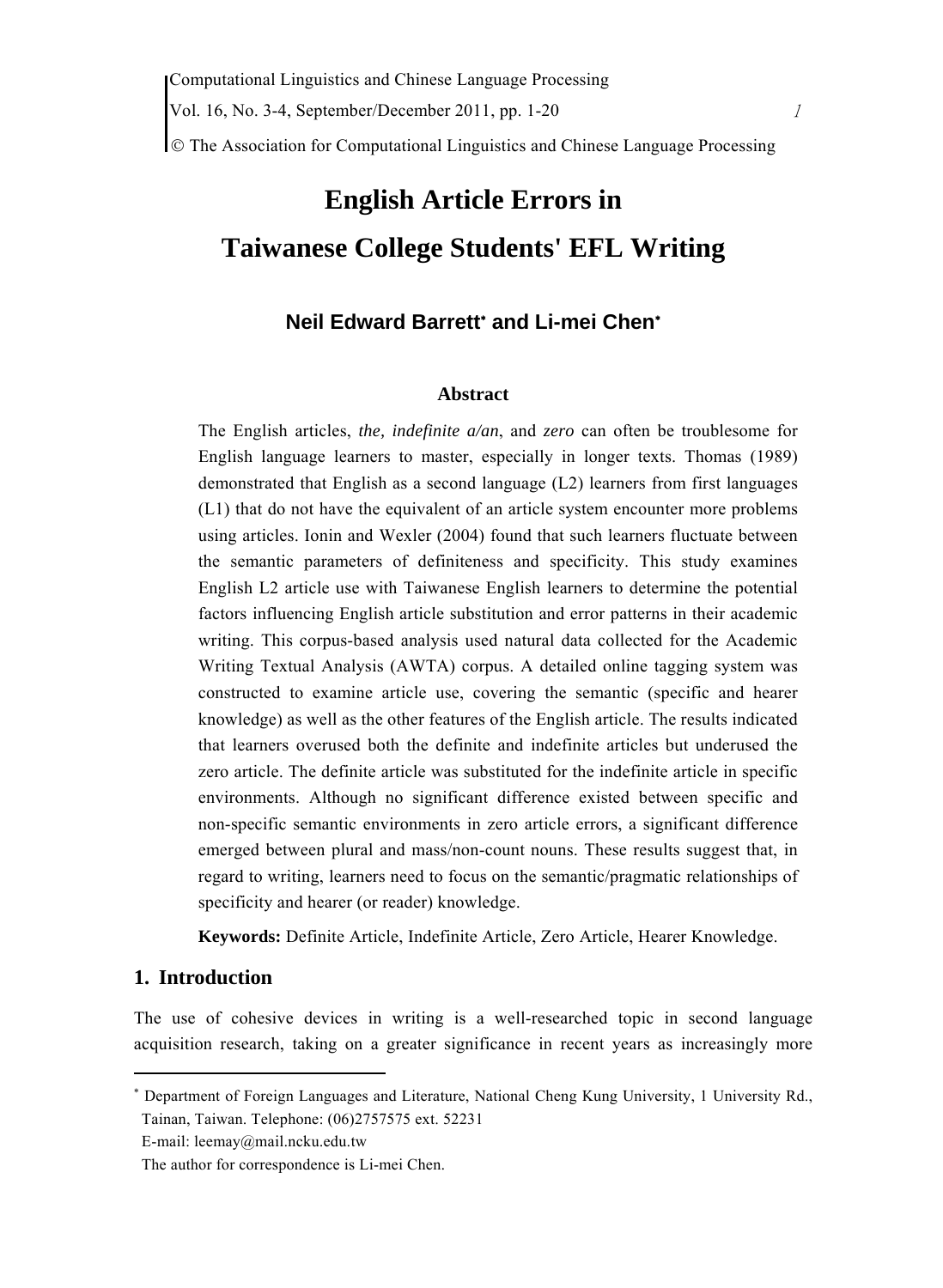# English Article Errors in Taiwanese College Students' EFL Writing

**Neil Edward Barrett[*] and Li-mei Chen[*]**

### Abstract

The English articles, *the, indefinite a/an*, and *zero* can often be troublesome for English language learners to master, especially in longer texts. Thomas (1989) demonstrated that English as a second language (L2) learners from first languages (L1) that do not have the equivalent of an article system encounter more problems using articles. Ionin and Wexler (2004) found that such learners fluctuate between the semantic parameters of definiteness and specificity. This study examines English L2 article use with Taiwanese English learners to determine the potential factors influencing English article substitution and error patterns in their academic writing. This corpus-based analysis used natural data collected for the Academic Writing Textual Analysis (AWTA) corpus. A detailed online tagging system was constructed to examine article use, covering the semantic (specific and hearer knowledge) as well as the other features of the English article. The results indicated that learners overused both the definite and indefinite articles but underused the zero article. The definite article was substituted for the indefinite article in specific environments. Although no significant difference existed between specific and non-specific semantic environments in zero article errors, a significant difference emerged between plural and mass/non-count nouns. These results suggest that, in regard to writing, learners need to focus on the semantic/pragmatic relationships of specificity and hearer (or reader) knowledge.

**Keywords:** Definite Article, Indefinite Article, Zero Article, Hearer Knowledge.

## 1. Introduction

The use of cohesive devices in writing is a well-researched topic in second language acquisition research, taking on a greater significance in recent years as increasingly more

---

[*] Department of Foreign Languages and Literature, National Cheng Kung University, 1 University Rd., Tainan, Taiwan. Telephone: (06)2757575 ext. 52231
E-mail: leemay@mail.ncku.edu.tw
The author for correspondence is Li-mei Chen.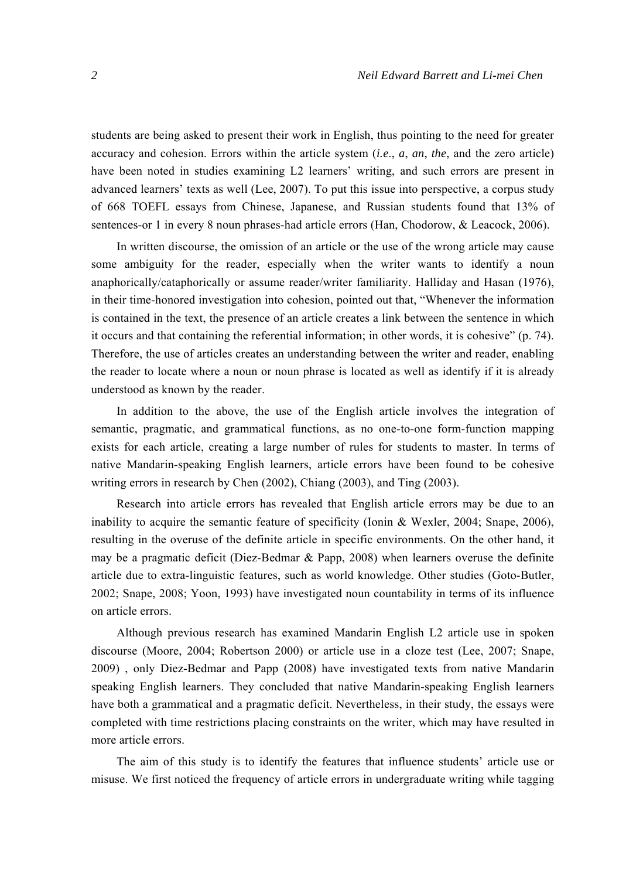students are being asked to present their work in English, thus pointing to the need for greater accuracy and cohesion. Errors within the article system (*i.e*., *a*, *an*, *the*, and the zero article) have been noted in studies examining L2 learners' writing, and such errors are present in advanced learners' texts as well (Lee, 2007). To put this issue into perspective, a corpus study of 668 TOEFL essays from Chinese, Japanese, and Russian students found that 13% of sentences-or 1 in every 8 noun phrases-had article errors (Han, Chodorow, & Leacock, 2006).

In written discourse, the omission of an article or the use of the wrong article may cause some ambiguity for the reader, especially when the writer wants to identify a noun anaphorically/cataphorically or assume reader/writer familiarity. Halliday and Hasan (1976), in their time-honored investigation into cohesion, pointed out that, "Whenever the information is contained in the text, the presence of an article creates a link between the sentence in which it occurs and that containing the referential information; in other words, it is cohesive" (p. 74). Therefore, the use of articles creates an understanding between the writer and reader, enabling the reader to locate where a noun or noun phrase is located as well as identify if it is already understood as known by the reader.

In addition to the above, the use of the English article involves the integration of semantic, pragmatic, and grammatical functions, as no one-to-one form-function mapping exists for each article, creating a large number of rules for students to master. In terms of native Mandarin-speaking English learners, article errors have been found to be cohesive writing errors in research by Chen (2002), Chiang (2003), and Ting (2003).

Research into article errors has revealed that English article errors may be due to an inability to acquire the semantic feature of specificity (Ionin & Wexler, 2004; Snape, 2006), resulting in the overuse of the definite article in specific environments. On the other hand, it may be a pragmatic deficit (Diez-Bedmar & Papp, 2008) when learners overuse the definite article due to extra-linguistic features, such as world knowledge. Other studies (Goto-Butler, 2002; Snape, 2008; Yoon, 1993) have investigated noun countability in terms of its influence on article errors.

Although previous research has examined Mandarin English L2 article use in spoken discourse (Moore, 2004; Robertson 2000) or article use in a cloze test (Lee, 2007; Snape, 2009) , only Diez-Bedmar and Papp (2008) have investigated texts from native Mandarin speaking English learners. They concluded that native Mandarin-speaking English learners have both a grammatical and a pragmatic deficit. Nevertheless, in their study, the essays were completed with time restrictions placing constraints on the writer, which may have resulted in more article errors.

The aim of this study is to identify the features that influence students' article use or misuse. We first noticed the frequency of article errors in undergraduate writing while tagging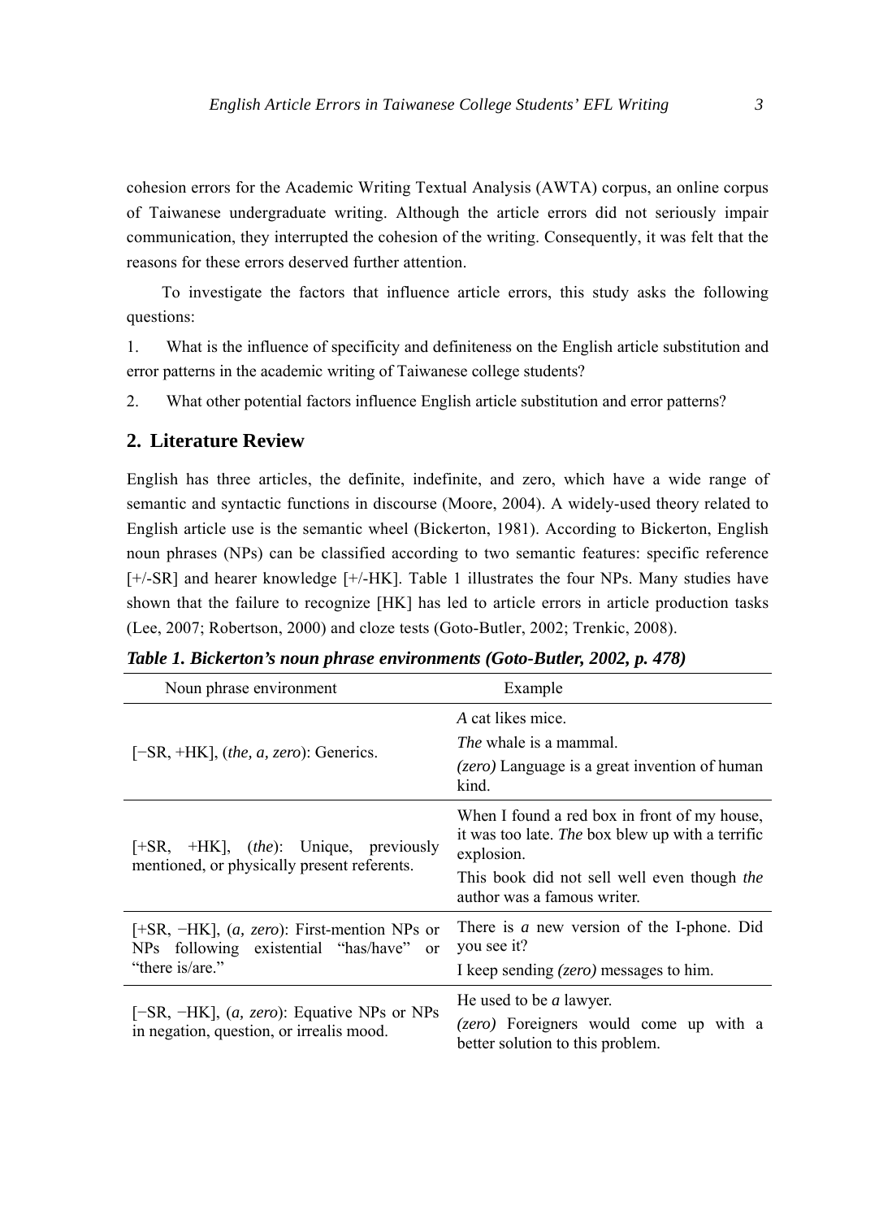cohesion errors for the Academic Writing Textual Analysis (AWTA) corpus, an online corpus of Taiwanese undergraduate writing. Although the article errors did not seriously impair communication, they interrupted the cohesion of the writing. Consequently, it was felt that the reasons for these errors deserved further attention.

To investigate the factors that influence article errors, this study asks the following questions:

1. What is the influence of specificity and definiteness on the English article substitution and error patterns in the academic writing of Taiwanese college students?

2. What other potential factors influence English article substitution and error patterns?

## 2. Literature Review

English has three articles, the definite, indefinite, and zero, which have a wide range of semantic and syntactic functions in discourse (Moore, 2004). A widely-used theory related to English article use is the semantic wheel (Bickerton, 1981). According to Bickerton, English noun phrases (NPs) can be classified according to two semantic features: specific reference [+/-SR] and hearer knowledge [+/-HK]. Table 1 illustrates the four NPs. Many studies have shown that the failure to recognize [HK] has led to article errors in article production tasks (Lee, 2007; Robertson, 2000) and cloze tests (Goto-Butler, 2002; Trenkic, 2008).

***Table 1. Bickerton's noun phrase environments (Goto-Butler, 2002, p. 478)***

| Noun phrase environment | Example |
|---|---|
| [−SR, +HK], (*the, a, zero*): Generics. | *A* cat likes mice.<br>*The* whale is a mammal.<br>*(zero)* Language is a great invention of human kind. |
| [+SR, +HK], (*the*): Unique, previously mentioned, or physically present referents. | When I found a red box in front of my house, it was too late. *The* box blew up with a terrific explosion.<br>This book did not sell well even though *the* author was a famous writer. |
| [+SR, −HK], (*a, zero*): First-mention NPs or NPs following existential "has/have" or "there is/are." | There is *a* new version of the I-phone. Did you see it?<br>I keep sending *(zero)* messages to him. |
| [−SR, −HK], (*a, zero*): Equative NPs or NPs in negation, question, or irrealis mood. | He used to be *a* lawyer.<br>*(zero)* Foreigners would come up with a better solution to this problem. |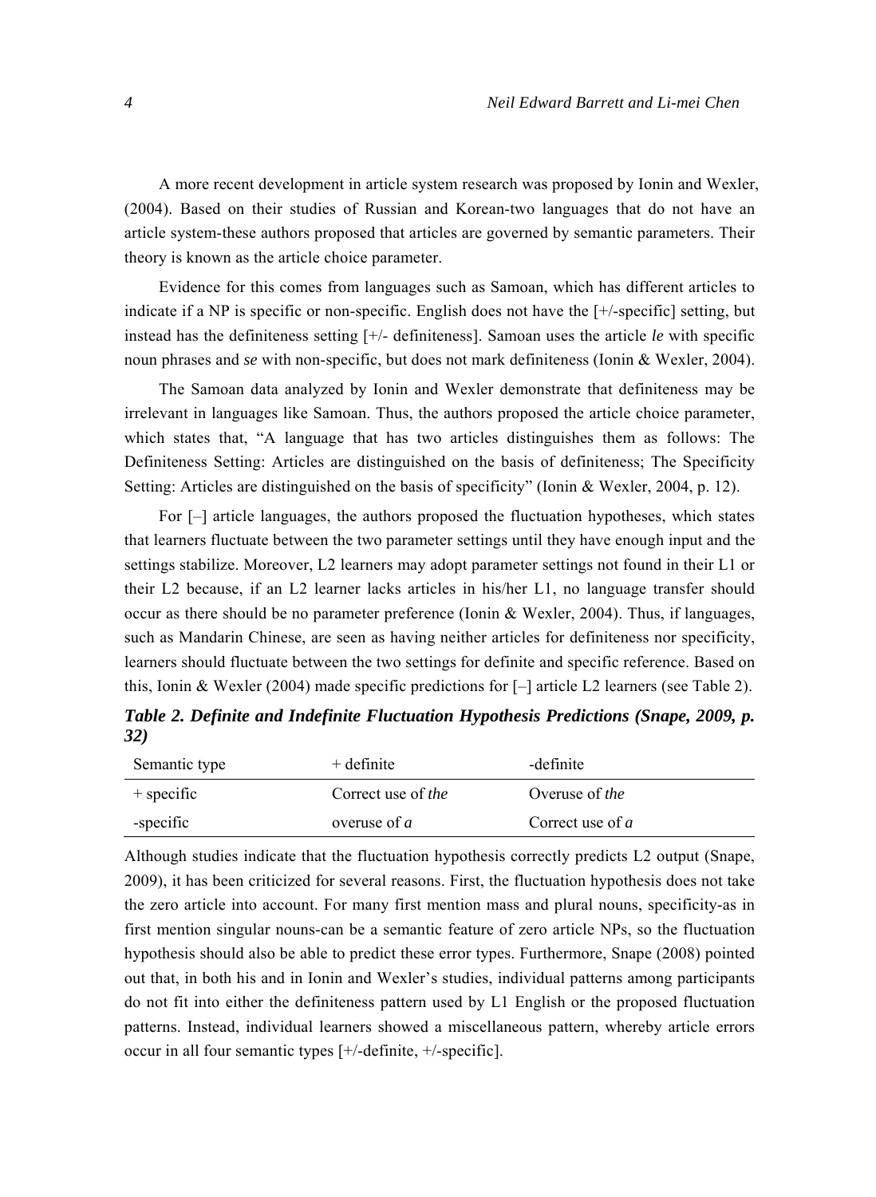A more recent development in article system research was proposed by Ionin and Wexler, (2004). Based on their studies of Russian and Korean-two languages that do not have an article system-these authors proposed that articles are governed by semantic parameters. Their theory is known as the article choice parameter.

Evidence for this comes from languages such as Samoan, which has different articles to indicate if a NP is specific or non-specific. English does not have the [+/-specific] setting, but instead has the definiteness setting [+/- definiteness]. Samoan uses the article *le* with specific noun phrases and *se* with non-specific, but does not mark definiteness (Ionin & Wexler, 2004).

The Samoan data analyzed by Ionin and Wexler demonstrate that definiteness may be irrelevant in languages like Samoan. Thus, the authors proposed the article choice parameter, which states that, "A language that has two articles distinguishes them as follows: The Definiteness Setting: Articles are distinguished on the basis of definiteness; The Specificity Setting: Articles are distinguished on the basis of specificity" (Ionin & Wexler, 2004, p. 12).

For [–] article languages, the authors proposed the fluctuation hypotheses, which states that learners fluctuate between the two parameter settings until they have enough input and the settings stabilize. Moreover, L2 learners may adopt parameter settings not found in their L1 or their L2 because, if an L2 learner lacks articles in his/her L1, no language transfer should occur as there should be no parameter preference (Ionin & Wexler, 2004). Thus, if languages, such as Mandarin Chinese, are seen as having neither articles for definiteness nor specificity, learners should fluctuate between the two settings for definite and specific reference. Based on this, Ionin & Wexler (2004) made specific predictions for [–] article L2 learners (see Table 2).

***Table 2. Definite and Indefinite Fluctuation Hypothesis Predictions (Snape, 2009, p. 32)***

| Semantic type | + definite | -definite |
|---|---|---|
| + specific | Correct use of *the* | Overuse of *the* |
| -specific | overuse of *a* | Correct use of *a* |

Although studies indicate that the fluctuation hypothesis correctly predicts L2 output (Snape, 2009), it has been criticized for several reasons. First, the fluctuation hypothesis does not take the zero article into account. For many first mention mass and plural nouns, specificity-as in first mention singular nouns-can be a semantic feature of zero article NPs, so the fluctuation hypothesis should also be able to predict these error types. Furthermore, Snape (2008) pointed out that, in both his and in Ionin and Wexler's studies, individual patterns among participants do not fit into either the definiteness pattern used by L1 English or the proposed fluctuation patterns. Instead, individual learners showed a miscellaneous pattern, whereby article errors occur in all four semantic types [+/-definite, +/-specific].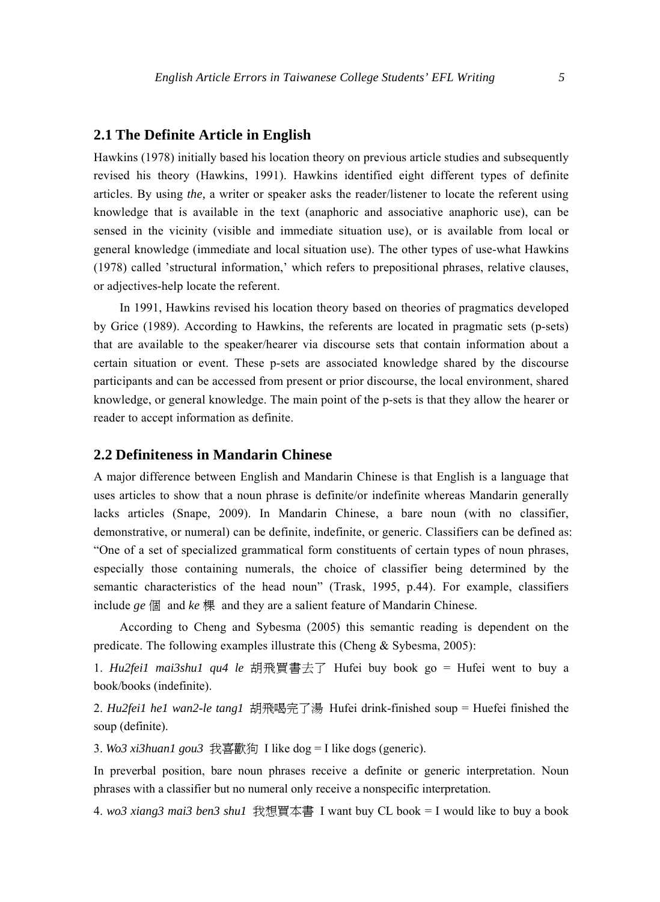## 2.1 The Definite Article in English

Hawkins (1978) initially based his location theory on previous article studies and subsequently revised his theory (Hawkins, 1991). Hawkins identified eight different types of definite articles. By using *the,* a writer or speaker asks the reader/listener to locate the referent using knowledge that is available in the text (anaphoric and associative anaphoric use), can be sensed in the vicinity (visible and immediate situation use), or is available from local or general knowledge (immediate and local situation use). The other types of use-what Hawkins (1978) called 'structural information,' which refers to prepositional phrases, relative clauses, or adjectives-help locate the referent.

In 1991, Hawkins revised his location theory based on theories of pragmatics developed by Grice (1989). According to Hawkins, the referents are located in pragmatic sets (p-sets) that are available to the speaker/hearer via discourse sets that contain information about a certain situation or event. These p-sets are associated knowledge shared by the discourse participants and can be accessed from present or prior discourse, the local environment, shared knowledge, or general knowledge. The main point of the p-sets is that they allow the hearer or reader to accept information as definite.

## 2.2 Definiteness in Mandarin Chinese

A major difference between English and Mandarin Chinese is that English is a language that uses articles to show that a noun phrase is definite/or indefinite whereas Mandarin generally lacks articles (Snape, 2009). In Mandarin Chinese, a bare noun (with no classifier, demonstrative, or numeral) can be definite, indefinite, or generic. Classifiers can be defined as: "One of a set of specialized grammatical form constituents of certain types of noun phrases, especially those containing numerals, the choice of classifier being determined by the semantic characteristics of the head noun" (Trask, 1995, p.44). For example, classifiers include *ge* 個 and *ke* 棵 and they are a salient feature of Mandarin Chinese.

According to Cheng and Sybesma (2005) this semantic reading is dependent on the predicate. The following examples illustrate this (Cheng & Sybesma, 2005):

1. *Hu2fei1 mai3shu1 qu4 le* 胡飛買書去了 Hufei buy book go = Hufei went to buy a book/books (indefinite).

2. *Hu2fei1 he1 wan2-le tang1* 胡飛喝完了湯 Hufei drink-finished soup = Huefei finished the soup (definite).

3. *Wo3 xi3huan1 gou3* 我喜歡狗 I like dog = I like dogs (generic).

In preverbal position, bare noun phrases receive a definite or generic interpretation. Noun phrases with a classifier but no numeral only receive a nonspecific interpretation.

4. *wo3 xiang3 mai3 ben3 shu1* 我想買本書 I want buy CL book = I would like to buy a book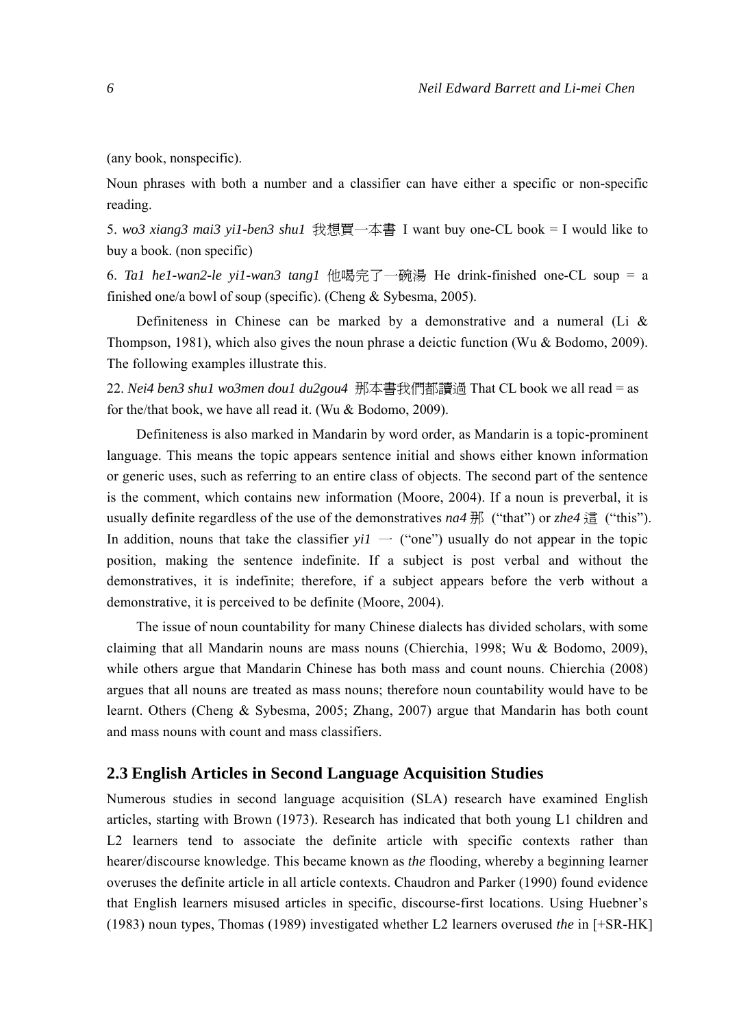(any book, nonspecific).

Noun phrases with both a number and a classifier can have either a specific or non-specific reading.

5. *wo3 xiang3 mai3 yi1-ben3 shu1* 我想買一本書 I want buy one-CL book = I would like to buy a book. (non specific)

6. *Ta1 he1-wan2-le yi1-wan3 tang1* 他喝完了一碗湯 He drink-finished one-CL soup = a finished one/a bowl of soup (specific). (Cheng & Sybesma, 2005).

Definiteness in Chinese can be marked by a demonstrative and a numeral (Li & Thompson, 1981), which also gives the noun phrase a deictic function (Wu & Bodomo, 2009). The following examples illustrate this.

22. *Nei4 ben3 shu1 wo3men dou1 du2gou4* 那本書我們都讀過 That CL book we all read = as for the/that book, we have all read it. (Wu & Bodomo, 2009).

Definiteness is also marked in Mandarin by word order, as Mandarin is a topic-prominent language. This means the topic appears sentence initial and shows either known information or generic uses, such as referring to an entire class of objects. The second part of the sentence is the comment, which contains new information (Moore, 2004). If a noun is preverbal, it is usually definite regardless of the use of the demonstratives *na4* 那 ("that") or *zhe4* 這 ("this"). In addition, nouns that take the classifier *yi1* 一 ("one") usually do not appear in the topic position, making the sentence indefinite. If a subject is post verbal and without the demonstratives, it is indefinite; therefore, if a subject appears before the verb without a demonstrative, it is perceived to be definite (Moore, 2004).

The issue of noun countability for many Chinese dialects has divided scholars, with some claiming that all Mandarin nouns are mass nouns (Chierchia, 1998; Wu & Bodomo, 2009), while others argue that Mandarin Chinese has both mass and count nouns. Chierchia (2008) argues that all nouns are treated as mass nouns; therefore noun countability would have to be learnt. Others (Cheng & Sybesma, 2005; Zhang, 2007) argue that Mandarin has both count and mass nouns with count and mass classifiers.

## 2.3 English Articles in Second Language Acquisition Studies

Numerous studies in second language acquisition (SLA) research have examined English articles, starting with Brown (1973). Research has indicated that both young L1 children and L2 learners tend to associate the definite article with specific contexts rather than hearer/discourse knowledge. This became known as *the* flooding, whereby a beginning learner overuses the definite article in all article contexts. Chaudron and Parker (1990) found evidence that English learners misused articles in specific, discourse-first locations. Using Huebner's (1983) noun types, Thomas (1989) investigated whether L2 learners overused *the* in [+SR-HK]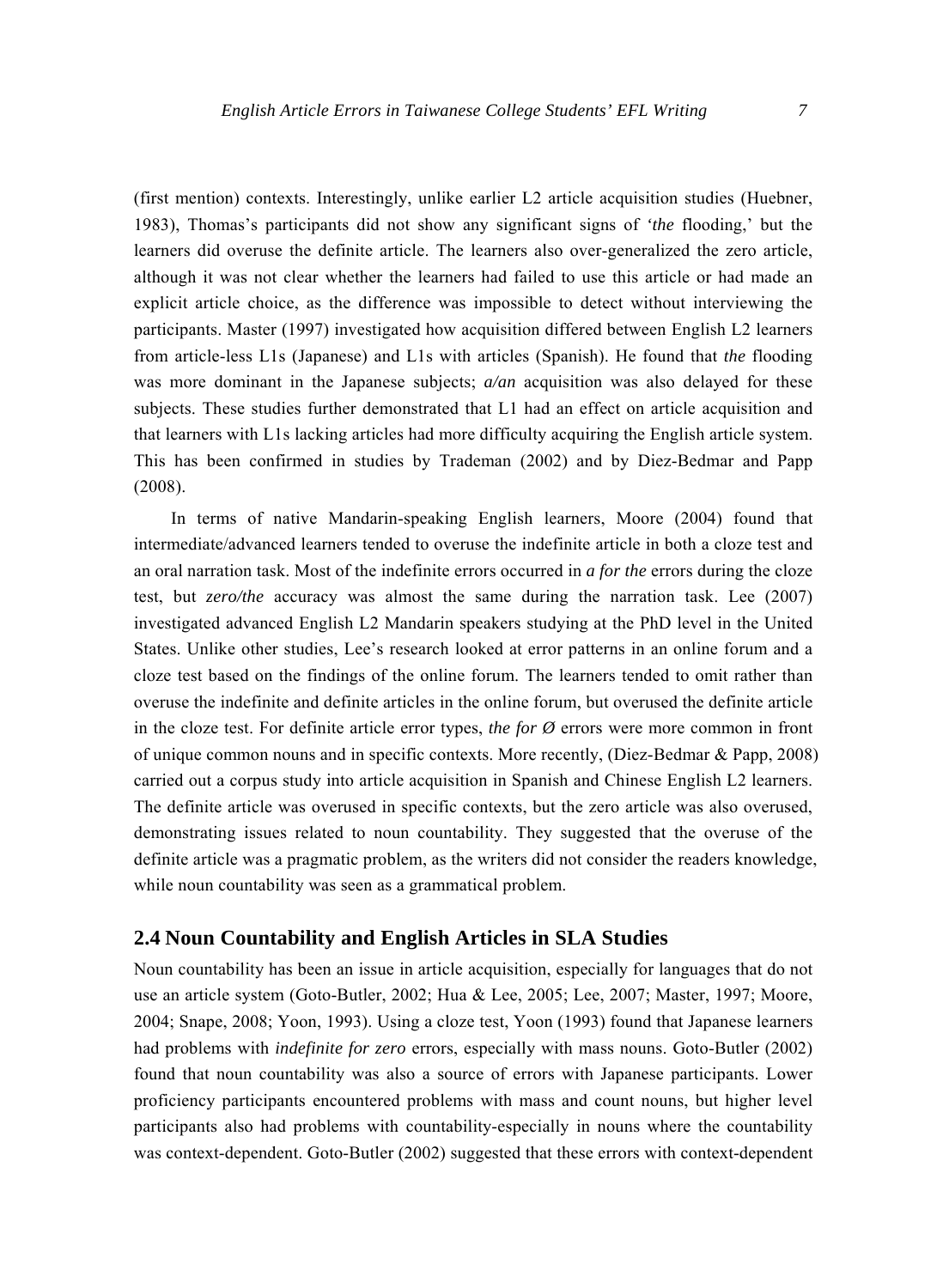(first mention) contexts. Interestingly, unlike earlier L2 article acquisition studies (Huebner, 1983), Thomas's participants did not show any significant signs of *'the* flooding,' but the learners did overuse the definite article. The learners also over-generalized the zero article, although it was not clear whether the learners had failed to use this article or had made an explicit article choice, as the difference was impossible to detect without interviewing the participants. Master (1997) investigated how acquisition differed between English L2 learners from article-less L1s (Japanese) and L1s with articles (Spanish). He found that *the* flooding was more dominant in the Japanese subjects; *a/an* acquisition was also delayed for these subjects. These studies further demonstrated that L1 had an effect on article acquisition and that learners with L1s lacking articles had more difficulty acquiring the English article system. This has been confirmed in studies by Trademan (2002) and by Diez-Bedmar and Papp (2008).

In terms of native Mandarin-speaking English learners, Moore (2004) found that intermediate/advanced learners tended to overuse the indefinite article in both a cloze test and an oral narration task. Most of the indefinite errors occurred in *a for the* errors during the cloze test, but *zero/the* accuracy was almost the same during the narration task. Lee (2007) investigated advanced English L2 Mandarin speakers studying at the PhD level in the United States. Unlike other studies, Lee's research looked at error patterns in an online forum and a cloze test based on the findings of the online forum. The learners tended to omit rather than overuse the indefinite and definite articles in the online forum, but overused the definite article in the cloze test. For definite article error types, *the for Ø* errors were more common in front of unique common nouns and in specific contexts. More recently, (Diez-Bedmar & Papp, 2008) carried out a corpus study into article acquisition in Spanish and Chinese English L2 learners. The definite article was overused in specific contexts, but the zero article was also overused, demonstrating issues related to noun countability. They suggested that the overuse of the definite article was a pragmatic problem, as the writers did not consider the readers knowledge, while noun countability was seen as a grammatical problem.

## 2.4 Noun Countability and English Articles in SLA Studies

Noun countability has been an issue in article acquisition, especially for languages that do not use an article system (Goto-Butler, 2002; Hua & Lee, 2005; Lee, 2007; Master, 1997; Moore, 2004; Snape, 2008; Yoon, 1993). Using a cloze test, Yoon (1993) found that Japanese learners had problems with *indefinite for zero* errors, especially with mass nouns. Goto-Butler (2002) found that noun countability was also a source of errors with Japanese participants. Lower proficiency participants encountered problems with mass and count nouns, but higher level participants also had problems with countability-especially in nouns where the countability was context-dependent. Goto-Butler (2002) suggested that these errors with context-dependent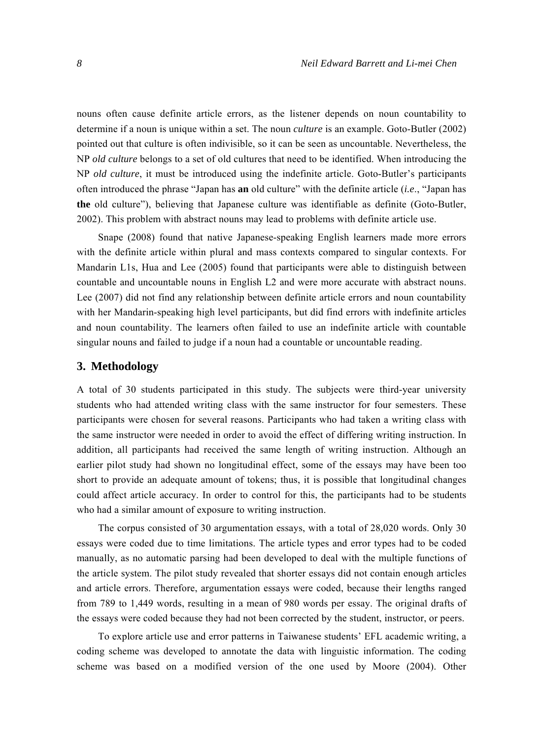nouns often cause definite article errors, as the listener depends on noun countability to determine if a noun is unique within a set. The noun *culture* is an example. Goto-Butler (2002) pointed out that culture is often indivisible, so it can be seen as uncountable. Nevertheless, the NP *old culture* belongs to a set of old cultures that need to be identified. When introducing the NP *old culture*, it must be introduced using the indefinite article. Goto-Butler's participants often introduced the phrase "Japan has **an** old culture" with the definite article (*i.e*., "Japan has **the** old culture"), believing that Japanese culture was identifiable as definite (Goto-Butler, 2002). This problem with abstract nouns may lead to problems with definite article use.

Snape (2008) found that native Japanese-speaking English learners made more errors with the definite article within plural and mass contexts compared to singular contexts. For Mandarin L1s, Hua and Lee (2005) found that participants were able to distinguish between countable and uncountable nouns in English L2 and were more accurate with abstract nouns. Lee (2007) did not find any relationship between definite article errors and noun countability with her Mandarin-speaking high level participants, but did find errors with indefinite articles and noun countability. The learners often failed to use an indefinite article with countable singular nouns and failed to judge if a noun had a countable or uncountable reading.

## 3. Methodology

A total of 30 students participated in this study. The subjects were third-year university students who had attended writing class with the same instructor for four semesters. These participants were chosen for several reasons. Participants who had taken a writing class with the same instructor were needed in order to avoid the effect of differing writing instruction. In addition, all participants had received the same length of writing instruction. Although an earlier pilot study had shown no longitudinal effect, some of the essays may have been too short to provide an adequate amount of tokens; thus, it is possible that longitudinal changes could affect article accuracy. In order to control for this, the participants had to be students who had a similar amount of exposure to writing instruction.

The corpus consisted of 30 argumentation essays, with a total of 28,020 words. Only 30 essays were coded due to time limitations. The article types and error types had to be coded manually, as no automatic parsing had been developed to deal with the multiple functions of the article system. The pilot study revealed that shorter essays did not contain enough articles and article errors. Therefore, argumentation essays were coded, because their lengths ranged from 789 to 1,449 words, resulting in a mean of 980 words per essay. The original drafts of the essays were coded because they had not been corrected by the student, instructor, or peers.

To explore article use and error patterns in Taiwanese students' EFL academic writing, a coding scheme was developed to annotate the data with linguistic information. The coding scheme was based on a modified version of the one used by Moore (2004). Other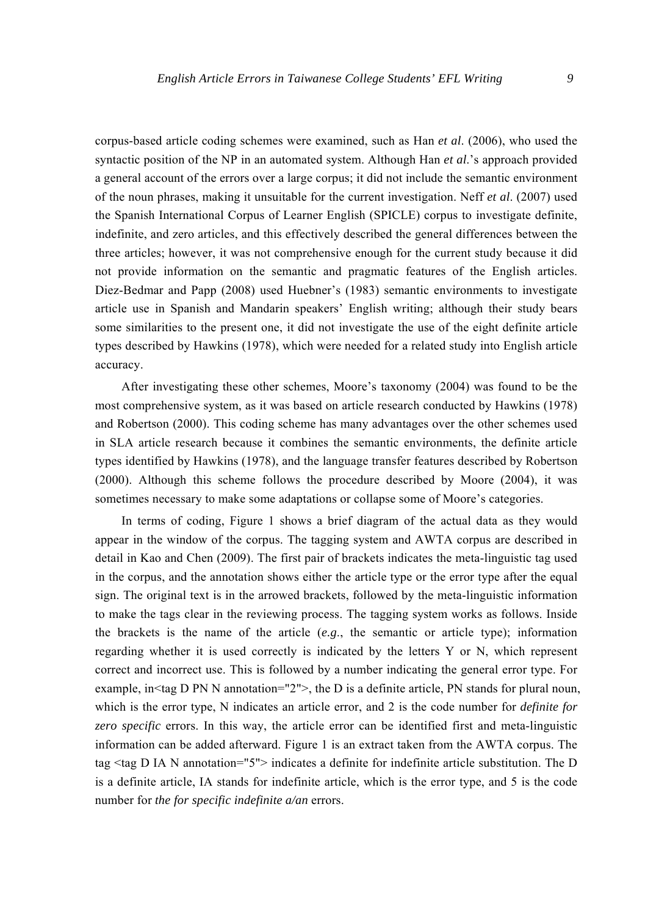corpus-based article coding schemes were examined, such as Han *et al*. (2006), who used the syntactic position of the NP in an automated system. Although Han *et al*.'s approach provided a general account of the errors over a large corpus; it did not include the semantic environment of the noun phrases, making it unsuitable for the current investigation. Neff *et al*. (2007) used the Spanish International Corpus of Learner English (SPICLE) corpus to investigate definite, indefinite, and zero articles, and this effectively described the general differences between the three articles; however, it was not comprehensive enough for the current study because it did not provide information on the semantic and pragmatic features of the English articles. Diez-Bedmar and Papp (2008) used Huebner's (1983) semantic environments to investigate article use in Spanish and Mandarin speakers' English writing; although their study bears some similarities to the present one, it did not investigate the use of the eight definite article types described by Hawkins (1978), which were needed for a related study into English article accuracy.

After investigating these other schemes, Moore's taxonomy (2004) was found to be the most comprehensive system, as it was based on article research conducted by Hawkins (1978) and Robertson (2000). This coding scheme has many advantages over the other schemes used in SLA article research because it combines the semantic environments, the definite article types identified by Hawkins (1978), and the language transfer features described by Robertson (2000). Although this scheme follows the procedure described by Moore (2004), it was sometimes necessary to make some adaptations or collapse some of Moore's categories.

In terms of coding, Figure 1 shows a brief diagram of the actual data as they would appear in the window of the corpus. The tagging system and AWTA corpus are described in detail in Kao and Chen (2009). The first pair of brackets indicates the meta-linguistic tag used in the corpus, and the annotation shows either the article type or the error type after the equal sign. The original text is in the arrowed brackets, followed by the meta-linguistic information to make the tags clear in the reviewing process. The tagging system works as follows. Inside the brackets is the name of the article (*e.g*., the semantic or article type); information regarding whether it is used correctly is indicated by the letters Y or N, which represent correct and incorrect use. This is followed by a number indicating the general error type. For example, in<tag D PN N annotation="2">, the D is a definite article, PN stands for plural noun, which is the error type, N indicates an article error, and 2 is the code number for *definite for zero specific* errors. In this way, the article error can be identified first and meta-linguistic information can be added afterward. Figure 1 is an extract taken from the AWTA corpus. The tag <tag D IA N annotation="5"> indicates a definite for indefinite article substitution. The D is a definite article, IA stands for indefinite article, which is the error type, and 5 is the code number for *the for specific indefinite a/an* errors.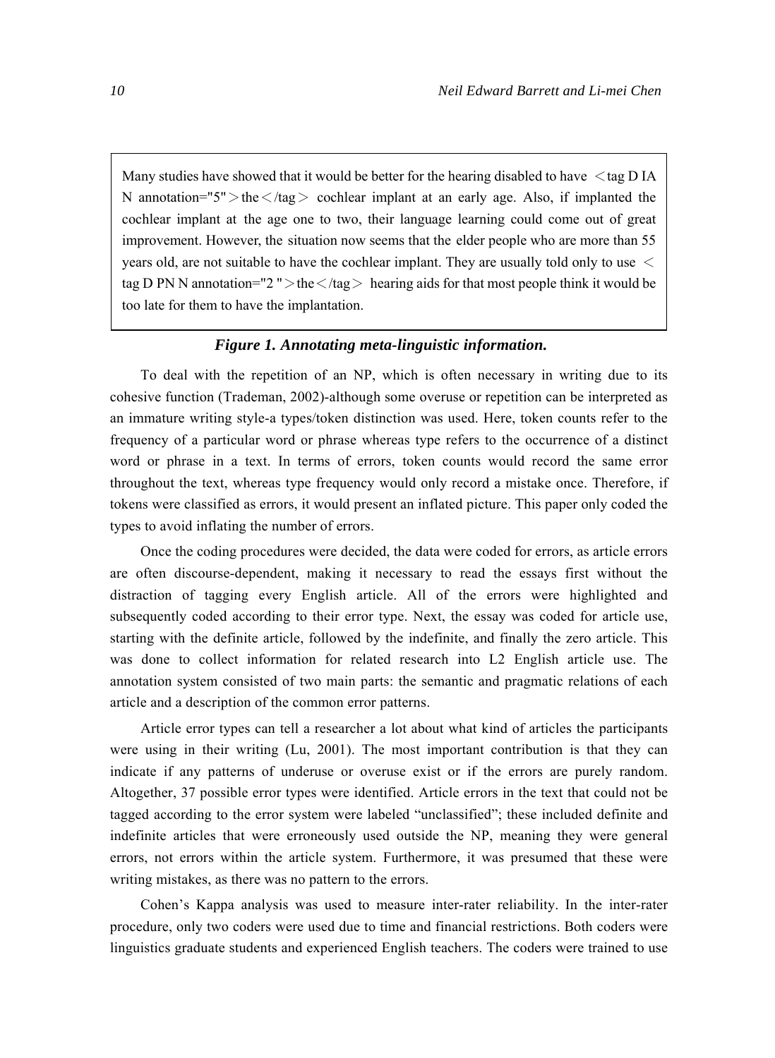> Many studies have showed that it would be better for the hearing disabled to have ＜tag D IA N annotation="5"＞the＜/tag＞ cochlear implant at an early age. Also, if implanted the cochlear implant at the age one to two, their language learning could come out of great improvement. However, the situation now seems that the elder people who are more than 55 years old, are not suitable to have the cochlear implant. They are usually told only to use ＜tag D PN N annotation="2 "＞the＜/tag＞ hearing aids for that most people think it would be too late for them to have the implantation.

***Figure 1. Annotating meta-linguistic information.***

To deal with the repetition of an NP, which is often necessary in writing due to its cohesive function (Trademan, 2002)-although some overuse or repetition can be interpreted as an immature writing style-a types/token distinction was used. Here, token counts refer to the frequency of a particular word or phrase whereas type refers to the occurrence of a distinct word or phrase in a text. In terms of errors, token counts would record the same error throughout the text, whereas type frequency would only record a mistake once. Therefore, if tokens were classified as errors, it would present an inflated picture. This paper only coded the types to avoid inflating the number of errors.

Once the coding procedures were decided, the data were coded for errors, as article errors are often discourse-dependent, making it necessary to read the essays first without the distraction of tagging every English article. All of the errors were highlighted and subsequently coded according to their error type. Next, the essay was coded for article use, starting with the definite article, followed by the indefinite, and finally the zero article. This was done to collect information for related research into L2 English article use. The annotation system consisted of two main parts: the semantic and pragmatic relations of each article and a description of the common error patterns.

Article error types can tell a researcher a lot about what kind of articles the participants were using in their writing (Lu, 2001). The most important contribution is that they can indicate if any patterns of underuse or overuse exist or if the errors are purely random. Altogether, 37 possible error types were identified. Article errors in the text that could not be tagged according to the error system were labeled "unclassified"; these included definite and indefinite articles that were erroneously used outside the NP, meaning they were general errors, not errors within the article system. Furthermore, it was presumed that these were writing mistakes, as there was no pattern to the errors.

Cohen's Kappa analysis was used to measure inter-rater reliability. In the inter-rater procedure, only two coders were used due to time and financial restrictions. Both coders were linguistics graduate students and experienced English teachers. The coders were trained to use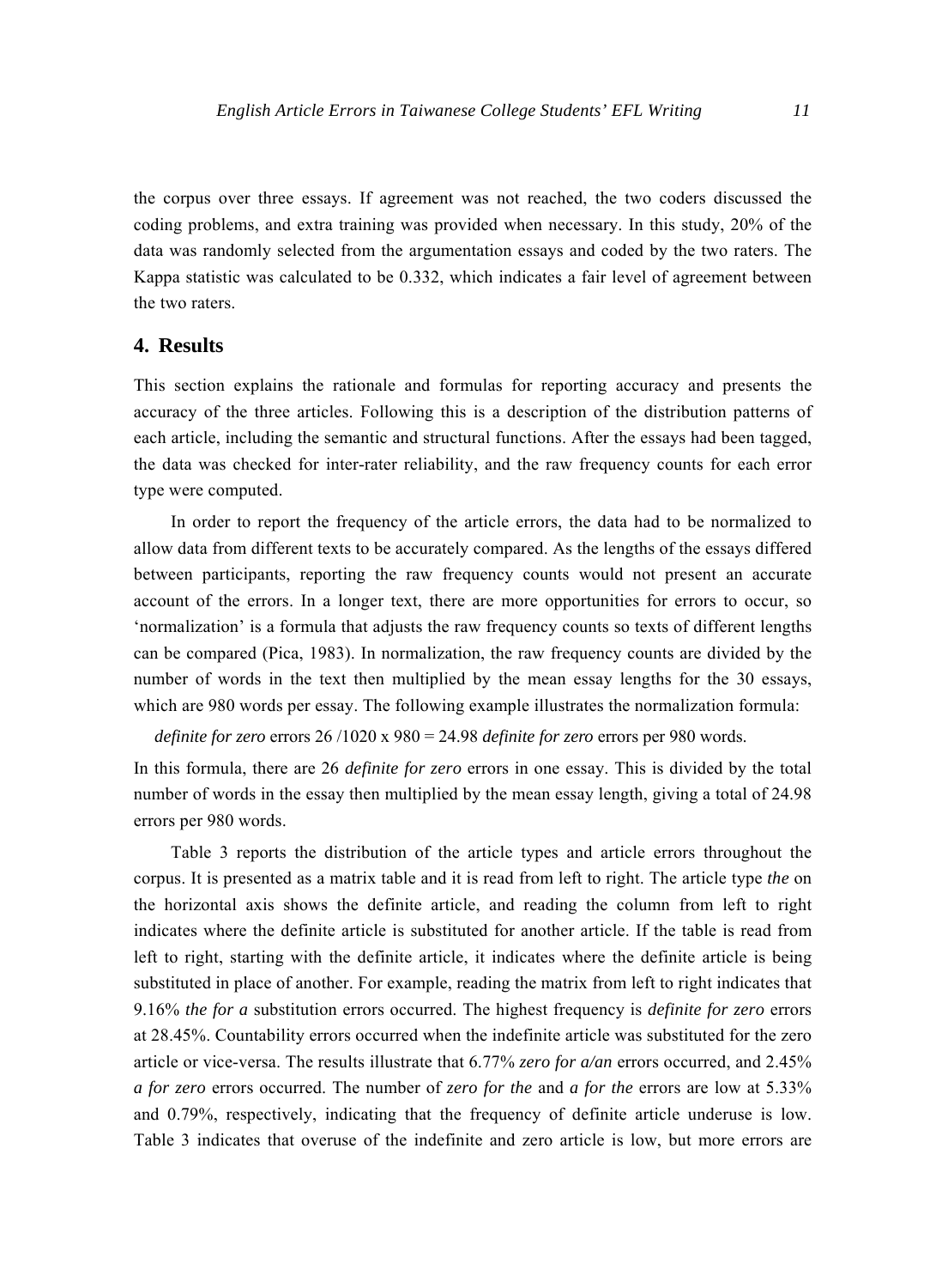the corpus over three essays. If agreement was not reached, the two coders discussed the coding problems, and extra training was provided when necessary. In this study, 20% of the data was randomly selected from the argumentation essays and coded by the two raters. The Kappa statistic was calculated to be 0.332, which indicates a fair level of agreement between the two raters.

## 4. Results

This section explains the rationale and formulas for reporting accuracy and presents the accuracy of the three articles. Following this is a description of the distribution patterns of each article, including the semantic and structural functions. After the essays had been tagged, the data was checked for inter-rater reliability, and the raw frequency counts for each error type were computed.

In order to report the frequency of the article errors, the data had to be normalized to allow data from different texts to be accurately compared. As the lengths of the essays differed between participants, reporting the raw frequency counts would not present an accurate account of the errors. In a longer text, there are more opportunities for errors to occur, so 'normalization' is a formula that adjusts the raw frequency counts so texts of different lengths can be compared (Pica, 1983). In normalization, the raw frequency counts are divided by the number of words in the text then multiplied by the mean essay lengths for the 30 essays, which are 980 words per essay. The following example illustrates the normalization formula:

*definite for zero* errors 26 /1020 x 980 = 24.98 *definite for zero* errors per 980 words.

In this formula, there are 26 *definite for zero* errors in one essay. This is divided by the total number of words in the essay then multiplied by the mean essay length, giving a total of 24.98 errors per 980 words.

Table 3 reports the distribution of the article types and article errors throughout the corpus. It is presented as a matrix table and it is read from left to right. The article type *the* on the horizontal axis shows the definite article, and reading the column from left to right indicates where the definite article is substituted for another article. If the table is read from left to right, starting with the definite article, it indicates where the definite article is being substituted in place of another. For example, reading the matrix from left to right indicates that 9.16% *the for a* substitution errors occurred. The highest frequency is *definite for zero* errors at 28.45%. Countability errors occurred when the indefinite article was substituted for the zero article or vice-versa. The results illustrate that 6.77% *zero for a/an* errors occurred, and 2.45% *a for zero* errors occurred. The number of *zero for the* and *a for the* errors are low at 5.33% and 0.79%, respectively, indicating that the frequency of definite article underuse is low. Table 3 indicates that overuse of the indefinite and zero article is low, but more errors are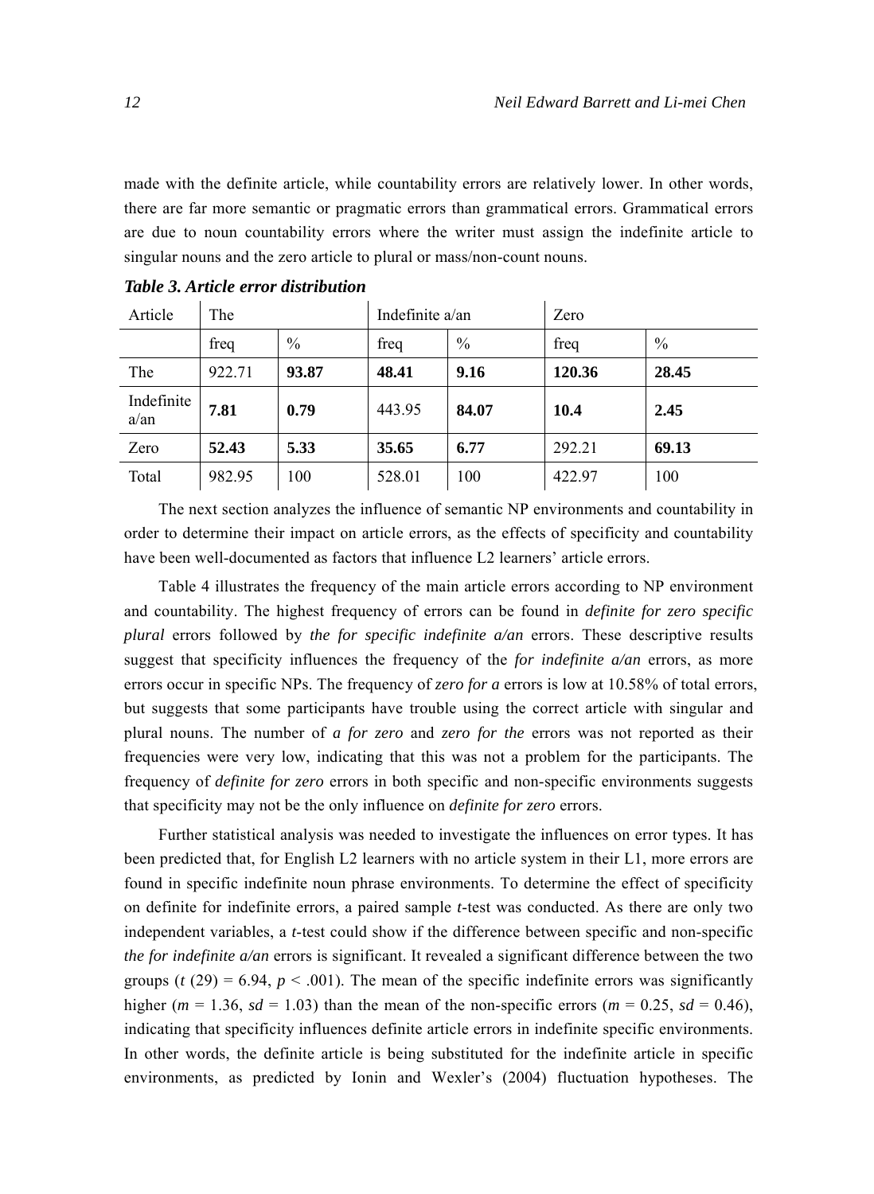made with the definite article, while countability errors are relatively lower. In other words, there are far more semantic or pragmatic errors than grammatical errors. Grammatical errors are due to noun countability errors where the writer must assign the indefinite article to singular nouns and the zero article to plural or mass/non-count nouns.

***Table 3. Article error distribution***

| Article | The | | Indefinite a/an | | Zero | |
|---|---|---|---|---|---|---|
| | freq | % | freq | % | freq | % |
| The | 922.71 | **93.87** | **48.41** | **9.16** | **120.36** | **28.45** |
| Indefinite a/an | **7.81** | **0.79** | 443.95 | **84.07** | **10.4** | **2.45** |
| Zero | **52.43** | **5.33** | **35.65** | **6.77** | 292.21 | **69.13** |
| Total | 982.95 | 100 | 528.01 | 100 | 422.97 | 100 |

The next section analyzes the influence of semantic NP environments and countability in order to determine their impact on article errors, as the effects of specificity and countability have been well-documented as factors that influence L2 learners' article errors.

Table 4 illustrates the frequency of the main article errors according to NP environment and countability. The highest frequency of errors can be found in *definite for zero specific plural* errors followed by *the for specific indefinite a/an* errors. These descriptive results suggest that specificity influences the frequency of the *for indefinite a/an* errors, as more errors occur in specific NPs. The frequency of *zero for a* errors is low at 10.58% of total errors, but suggests that some participants have trouble using the correct article with singular and plural nouns. The number of *a for zero* and *zero for the* errors was not reported as their frequencies were very low, indicating that this was not a problem for the participants. The frequency of *definite for zero* errors in both specific and non-specific environments suggests that specificity may not be the only influence on *definite for zero* errors.

Further statistical analysis was needed to investigate the influences on error types. It has been predicted that, for English L2 learners with no article system in their L1, more errors are found in specific indefinite noun phrase environments. To determine the effect of specificity on definite for indefinite errors, a paired sample *t*-test was conducted. As there are only two independent variables, a *t*-test could show if the difference between specific and non-specific *the for indefinite a/an* errors is significant. It revealed a significant difference between the two groups ($t$ (29) = 6.94, $p < .001$). The mean of the specific indefinite errors was significantly higher ($m = 1.36$, $sd = 1.03$) than the mean of the non-specific errors ($m = 0.25$, $sd = 0.46$), indicating that specificity influences definite article errors in indefinite specific environments. In other words, the definite article is being substituted for the indefinite article in specific environments, as predicted by Ionin and Wexler's (2004) fluctuation hypotheses. The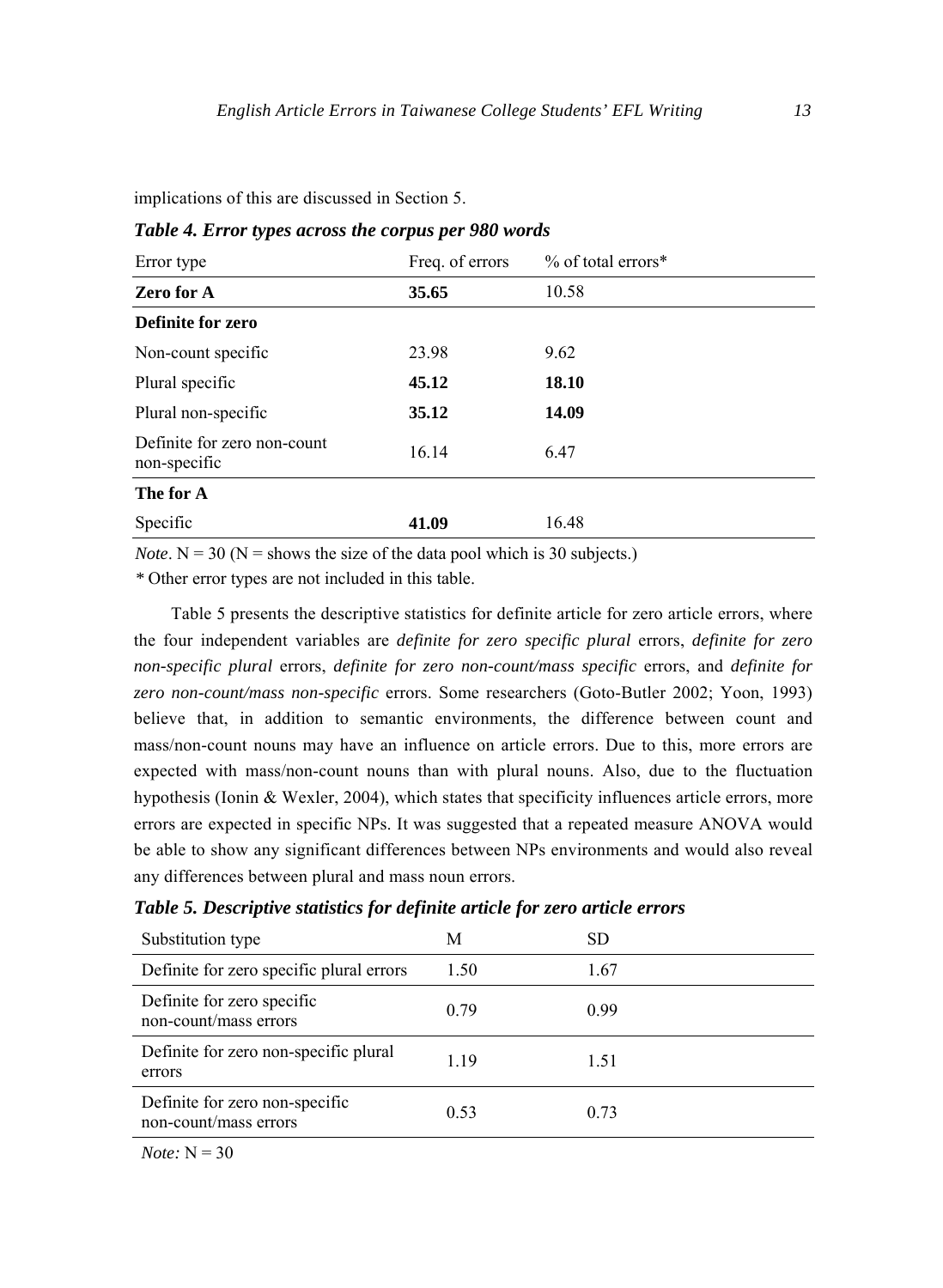implications of this are discussed in Section 5.

***Table 4. Error types across the corpus per 980 words***

| Error type | Freq. of errors | % of total errors* |
|---|---|---|
| **Zero for A** | **35.65** | 10.58 |
| **Definite for zero** | | |
| Non-count specific | 23.98 | 9.62 |
| Plural specific | **45.12** | **18.10** |
| Plural non-specific | **35.12** | **14.09** |
| Definite for zero non-count non-specific | 16.14 | 6.47 |
| **The for A** | | |
| Specific | **41.09** | 16.48 |

*Note*. N = 30 (N = shows the size of the data pool which is 30 subjects.)

* Other error types are not included in this table.

Table 5 presents the descriptive statistics for definite article for zero article errors, where the four independent variables are *definite for zero specific plural* errors, *definite for zero non-specific plural* errors, *definite for zero non-count/mass specific* errors, and *definite for zero non-count/mass non-specific* errors. Some researchers (Goto-Butler 2002; Yoon, 1993) believe that, in addition to semantic environments, the difference between count and mass/non-count nouns may have an influence on article errors. Due to this, more errors are expected with mass/non-count nouns than with plural nouns. Also, due to the fluctuation hypothesis (Ionin & Wexler, 2004), which states that specificity influences article errors, more errors are expected in specific NPs. It was suggested that a repeated measure ANOVA would be able to show any significant differences between NPs environments and would also reveal any differences between plural and mass noun errors.

***Table 5. Descriptive statistics for definite article for zero article errors***

| Substitution type | M | SD |
|---|---|---|
| Definite for zero specific plural errors | 1.50 | 1.67 |
| Definite for zero specific non-count/mass errors | 0.79 | 0.99 |
| Definite for zero non-specific plural errors | 1.19 | 1.51 |
| Definite for zero non-specific non-count/mass errors | 0.53 | 0.73 |

*Note:* N = 30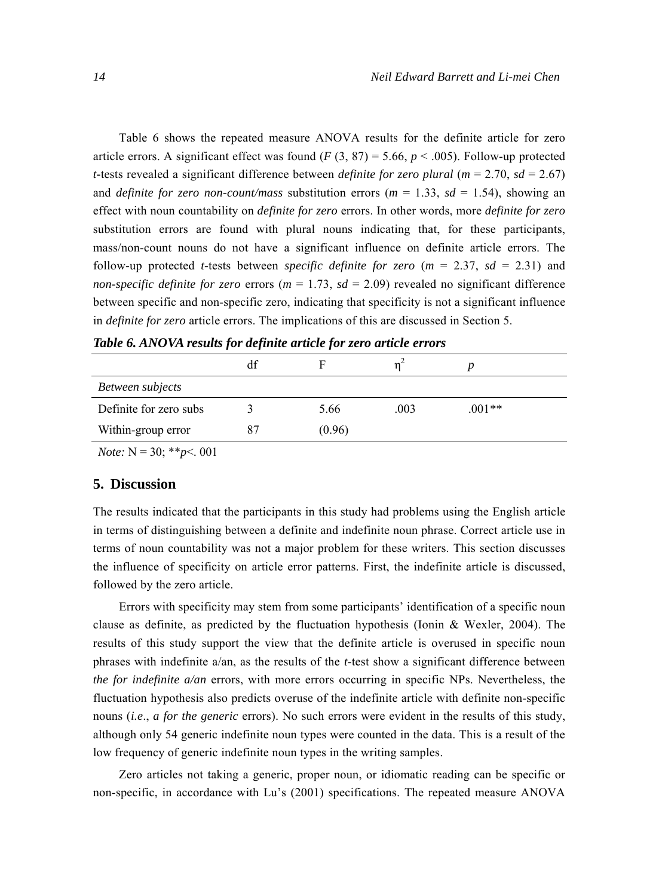Table 6 shows the repeated measure ANOVA results for the definite article for zero article errors. A significant effect was found ($F$ (3, 87) = 5.66, $p$ < .005). Follow-up protected $t$-tests revealed a significant difference between *definite for zero plural* ($m$ = 2.70, $sd$ = 2.67) and *definite for zero non-count/mass* substitution errors ($m$ = 1.33, $sd$ = 1.54), showing an effect with noun countability on *definite for zero* errors. In other words, more *definite for zero* substitution errors are found with plural nouns indicating that, for these participants, mass/non-count nouns do not have a significant influence on definite article errors. The follow-up protected $t$-tests between *specific definite for zero* ($m$ = 2.37, $sd$ = 2.31) and *non-specific definite for zero* errors ($m$ = 1.73, $sd$ = 2.09) revealed no significant difference between specific and non-specific zero, indicating that specificity is not a significant influence in *definite for zero* article errors. The implications of this are discussed in Section 5.

***Table 6. ANOVA results for definite article for zero article errors***

| | df | F | $\eta^2$ | $p$ |
|---|---|---|---|---|
| *Between subjects* | | | | |
| Definite for zero subs | 3 | 5.66 | .003 | .001** |
| Within-group error | 87 | (0.96) | | |

*Note:* N = 30; **$p$<. 001

## 5. Discussion

The results indicated that the participants in this study had problems using the English article in terms of distinguishing between a definite and indefinite noun phrase. Correct article use in terms of noun countability was not a major problem for these writers. This section discusses the influence of specificity on article error patterns. First, the indefinite article is discussed, followed by the zero article.

Errors with specificity may stem from some participants' identification of a specific noun clause as definite, as predicted by the fluctuation hypothesis (Ionin & Wexler, 2004). The results of this study support the view that the definite article is overused in specific noun phrases with indefinite a/an, as the results of the $t$-test show a significant difference between *the for indefinite a/an* errors, with more errors occurring in specific NPs. Nevertheless, the fluctuation hypothesis also predicts overuse of the indefinite article with definite non-specific nouns (*i.e*., *a for the generic* errors). No such errors were evident in the results of this study, although only 54 generic indefinite noun types were counted in the data. This is a result of the low frequency of generic indefinite noun types in the writing samples.

Zero articles not taking a generic, proper noun, or idiomatic reading can be specific or non-specific, in accordance with Lu's (2001) specifications. The repeated measure ANOVA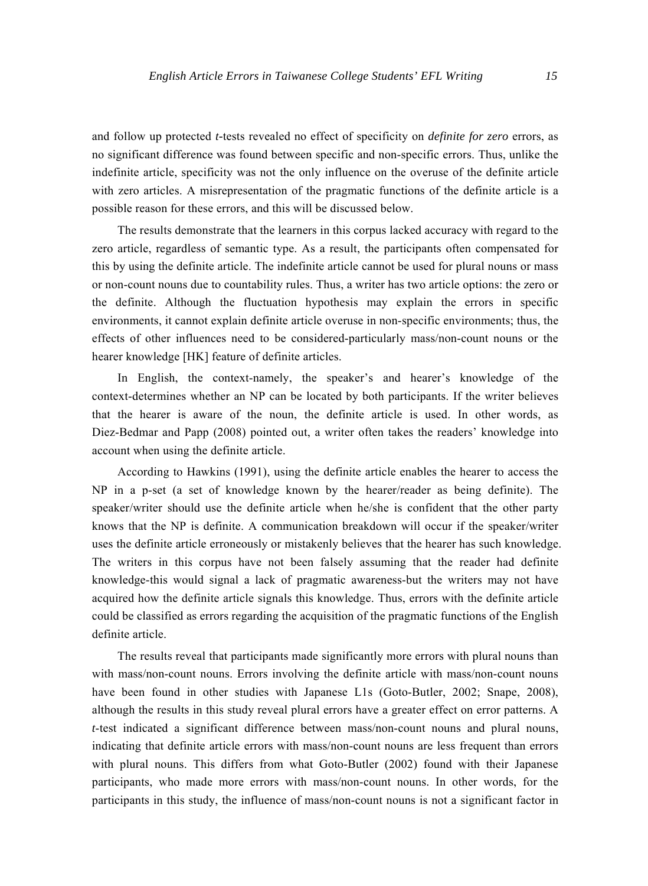and follow up protected *t*-tests revealed no effect of specificity on *definite for zero* errors, as no significant difference was found between specific and non-specific errors. Thus, unlike the indefinite article, specificity was not the only influence on the overuse of the definite article with zero articles. A misrepresentation of the pragmatic functions of the definite article is a possible reason for these errors, and this will be discussed below.

The results demonstrate that the learners in this corpus lacked accuracy with regard to the zero article, regardless of semantic type. As a result, the participants often compensated for this by using the definite article. The indefinite article cannot be used for plural nouns or mass or non-count nouns due to countability rules. Thus, a writer has two article options: the zero or the definite. Although the fluctuation hypothesis may explain the errors in specific environments, it cannot explain definite article overuse in non-specific environments; thus, the effects of other influences need to be considered-particularly mass/non-count nouns or the hearer knowledge [HK] feature of definite articles.

In English, the context-namely, the speaker's and hearer's knowledge of the context-determines whether an NP can be located by both participants. If the writer believes that the hearer is aware of the noun, the definite article is used. In other words, as Diez-Bedmar and Papp (2008) pointed out, a writer often takes the readers' knowledge into account when using the definite article.

According to Hawkins (1991), using the definite article enables the hearer to access the NP in a p-set (a set of knowledge known by the hearer/reader as being definite). The speaker/writer should use the definite article when he/she is confident that the other party knows that the NP is definite. A communication breakdown will occur if the speaker/writer uses the definite article erroneously or mistakenly believes that the hearer has such knowledge. The writers in this corpus have not been falsely assuming that the reader had definite knowledge-this would signal a lack of pragmatic awareness-but the writers may not have acquired how the definite article signals this knowledge. Thus, errors with the definite article could be classified as errors regarding the acquisition of the pragmatic functions of the English definite article.

The results reveal that participants made significantly more errors with plural nouns than with mass/non-count nouns. Errors involving the definite article with mass/non-count nouns have been found in other studies with Japanese L1s (Goto-Butler, 2002; Snape, 2008), although the results in this study reveal plural errors have a greater effect on error patterns. A *t*-test indicated a significant difference between mass/non-count nouns and plural nouns, indicating that definite article errors with mass/non-count nouns are less frequent than errors with plural nouns. This differs from what Goto-Butler (2002) found with their Japanese participants, who made more errors with mass/non-count nouns. In other words, for the participants in this study, the influence of mass/non-count nouns is not a significant factor in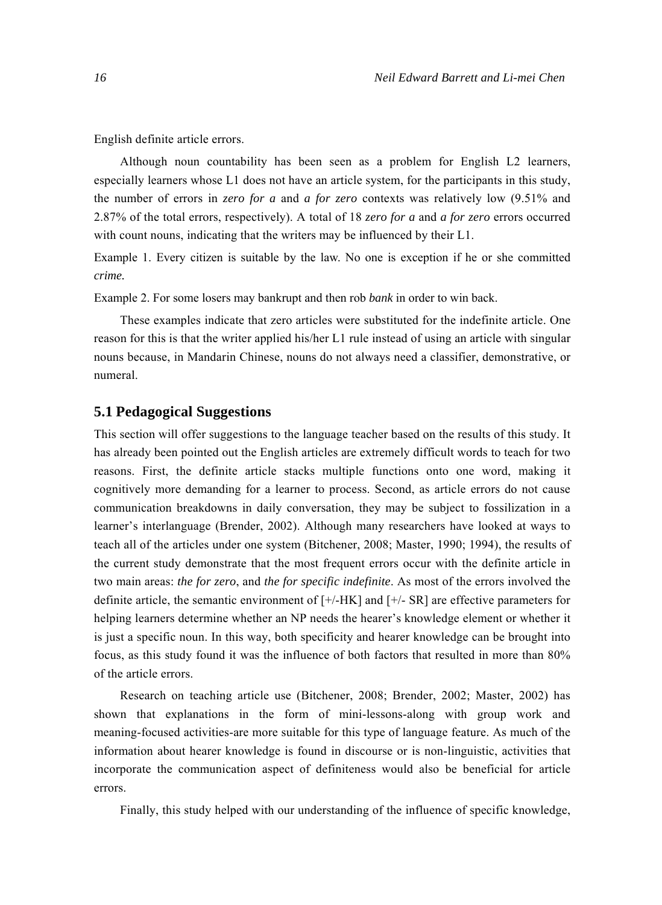English definite article errors.

Although noun countability has been seen as a problem for English L2 learners, especially learners whose L1 does not have an article system, for the participants in this study, the number of errors in *zero for a* and *a for zero* contexts was relatively low (9.51% and 2.87% of the total errors, respectively). A total of 18 *zero for a* and *a for zero* errors occurred with count nouns, indicating that the writers may be influenced by their L1.

Example 1. Every citizen is suitable by the law. No one is exception if he or she committed *crime.*

Example 2. For some losers may bankrupt and then rob *bank* in order to win back.

These examples indicate that zero articles were substituted for the indefinite article. One reason for this is that the writer applied his/her L1 rule instead of using an article with singular nouns because, in Mandarin Chinese, nouns do not always need a classifier, demonstrative, or numeral.

## 5.1 Pedagogical Suggestions

This section will offer suggestions to the language teacher based on the results of this study. It has already been pointed out the English articles are extremely difficult words to teach for two reasons. First, the definite article stacks multiple functions onto one word, making it cognitively more demanding for a learner to process. Second, as article errors do not cause communication breakdowns in daily conversation, they may be subject to fossilization in a learner's interlanguage (Brender, 2002). Although many researchers have looked at ways to teach all of the articles under one system (Bitchener, 2008; Master, 1990; 1994), the results of the current study demonstrate that the most frequent errors occur with the definite article in two main areas: *the for zero*, and *the for specific indefinite*. As most of the errors involved the definite article, the semantic environment of [+/-HK] and [+/- SR] are effective parameters for helping learners determine whether an NP needs the hearer's knowledge element or whether it is just a specific noun. In this way, both specificity and hearer knowledge can be brought into focus, as this study found it was the influence of both factors that resulted in more than 80% of the article errors.

Research on teaching article use (Bitchener, 2008; Brender, 2002; Master, 2002) has shown that explanations in the form of mini-lessons-along with group work and meaning-focused activities-are more suitable for this type of language feature. As much of the information about hearer knowledge is found in discourse or is non-linguistic, activities that incorporate the communication aspect of definiteness would also be beneficial for article errors.

Finally, this study helped with our understanding of the influence of specific knowledge,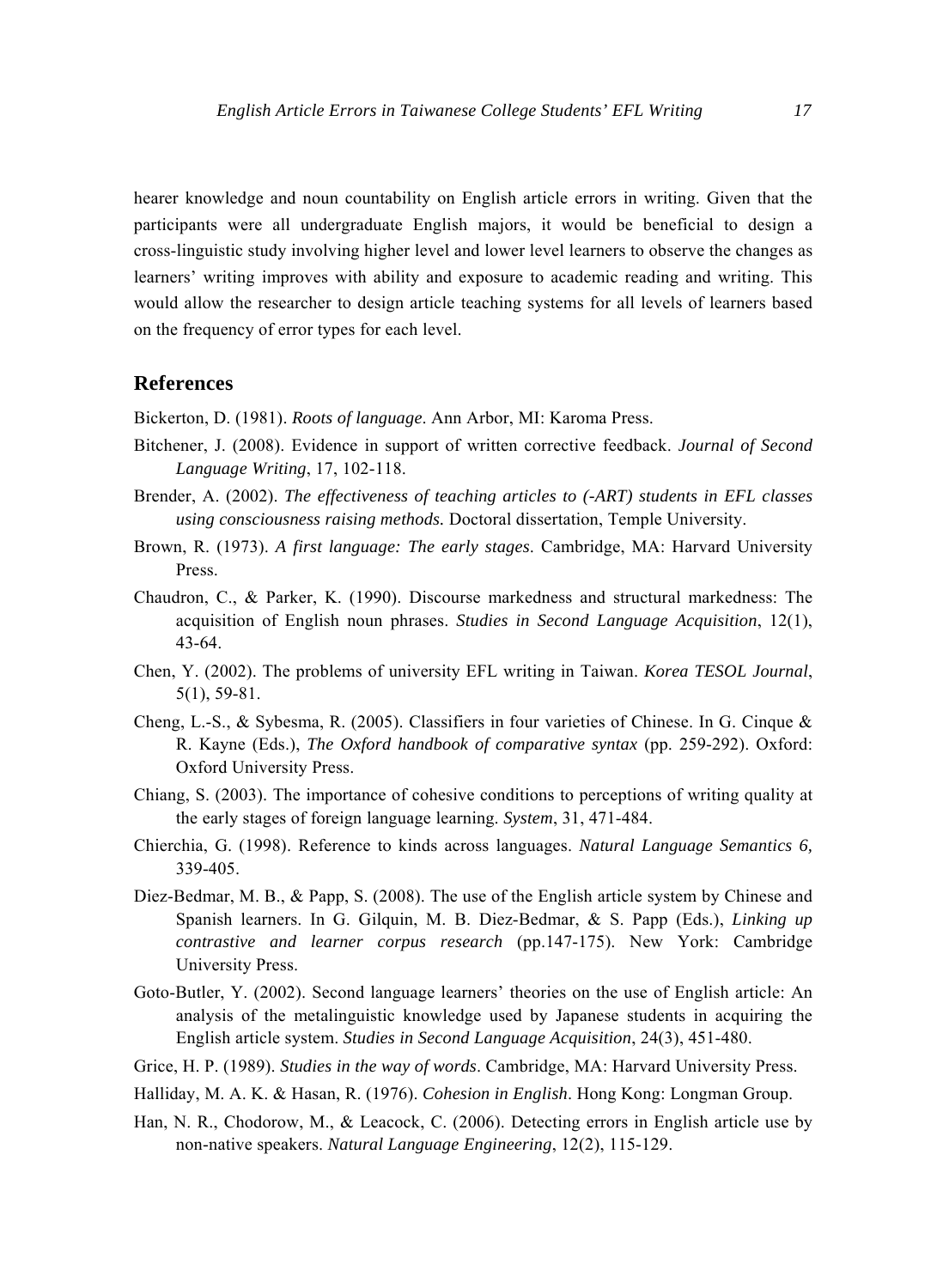hearer knowledge and noun countability on English article errors in writing. Given that the participants were all undergraduate English majors, it would be beneficial to design a cross-linguistic study involving higher level and lower level learners to observe the changes as learners' writing improves with ability and exposure to academic reading and writing. This would allow the researcher to design article teaching systems for all levels of learners based on the frequency of error types for each level.

## References

Bickerton, D. (1981). *Roots of language*. Ann Arbor, MI: Karoma Press.

Bitchener, J. (2008). Evidence in support of written corrective feedback. *Journal of Second Language Writing*, 17, 102-118.

Brender, A. (2002). *The effectiveness of teaching articles to (-ART) students in EFL classes using consciousness raising methods.* Doctoral dissertation, Temple University.

Brown, R. (1973). *A first language: The early stages*. Cambridge, MA: Harvard University Press.

Chaudron, C., & Parker, K. (1990). Discourse markedness and structural markedness: The acquisition of English noun phrases. *Studies in Second Language Acquisition*, 12(1), 43-64.

Chen, Y. (2002). The problems of university EFL writing in Taiwan. *Korea TESOL Journal*, 5(1), 59-81.

Cheng, L.-S., & Sybesma, R. (2005). Classifiers in four varieties of Chinese. In G. Cinque & R. Kayne (Eds.), *The Oxford handbook of comparative syntax* (pp. 259-292). Oxford: Oxford University Press.

Chiang, S. (2003). The importance of cohesive conditions to perceptions of writing quality at the early stages of foreign language learning. *System*, 31, 471-484.

Chierchia, G. (1998). Reference to kinds across languages. *Natural Language Semantics 6,* 339-405.

Diez-Bedmar, M. B., & Papp, S. (2008). The use of the English article system by Chinese and Spanish learners. In G. Gilquin, M. B. Diez-Bedmar, & S. Papp (Eds.), *Linking up contrastive and learner corpus research* (pp.147-175). New York: Cambridge University Press.

Goto-Butler, Y. (2002). Second language learners' theories on the use of English article: An analysis of the metalinguistic knowledge used by Japanese students in acquiring the English article system. *Studies in Second Language Acquisition*, 24(3), 451-480.

Grice, H. P. (1989). *Studies in the way of words*. Cambridge, MA: Harvard University Press.

Halliday, M. A. K. & Hasan, R. (1976). *Cohesion in English*. Hong Kong: Longman Group.

Han, N. R., Chodorow, M., & Leacock, C. (2006). Detecting errors in English article use by non-native speakers. *Natural Language Engineering*, 12(2), 115-129.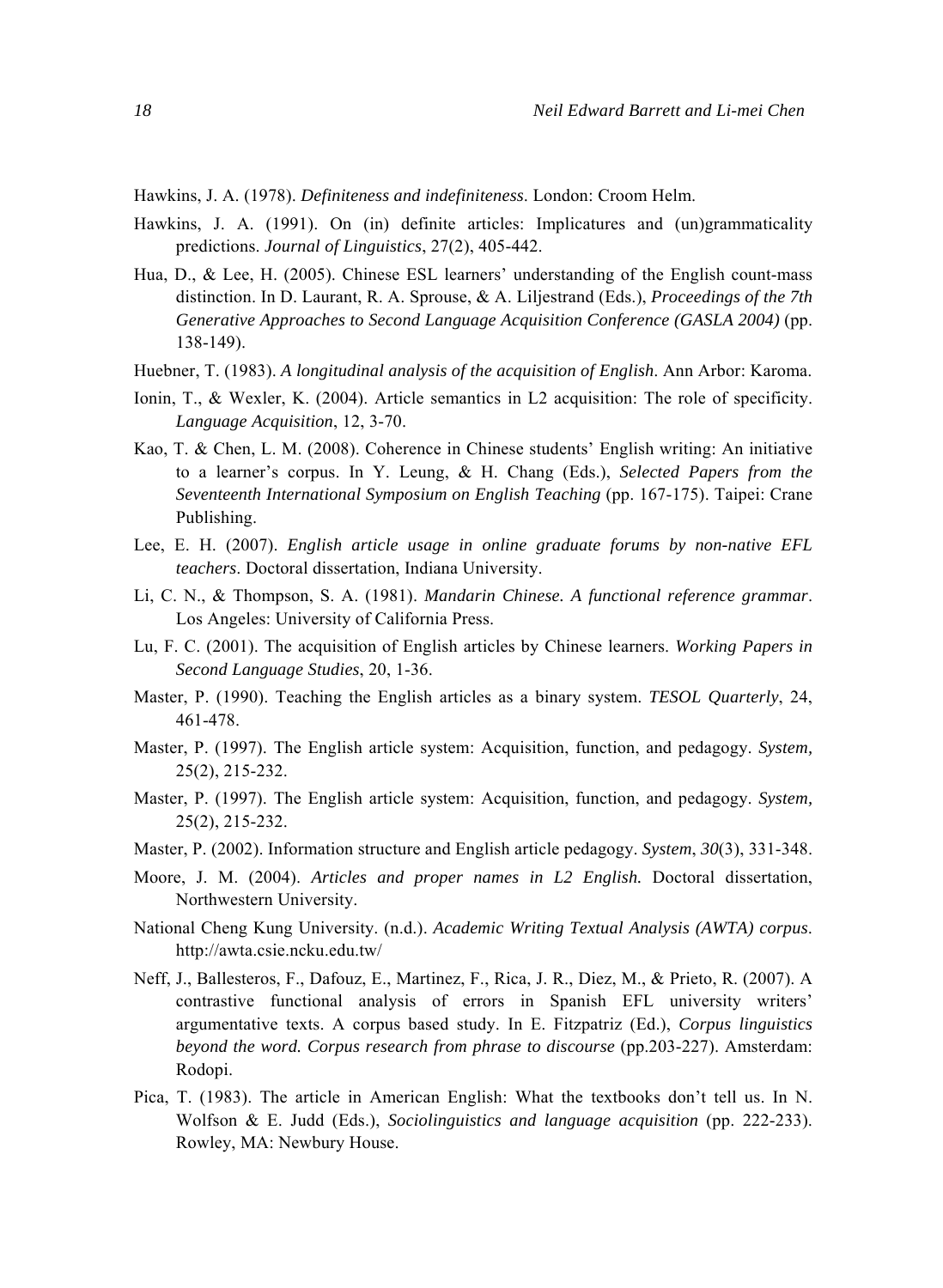Hawkins, J. A. (1978). *Definiteness and indefiniteness*. London: Croom Helm.

Hawkins, J. A. (1991). On (in) definite articles: Implicatures and (un)grammaticality predictions. *Journal of Linguistics*, 27(2), 405-442.

Hua, D., & Lee, H. (2005). Chinese ESL learners' understanding of the English count-mass distinction. In D. Laurant, R. A. Sprouse, & A. Liljestrand (Eds.), *Proceedings of the 7th Generative Approaches to Second Language Acquisition Conference (GASLA 2004)* (pp. 138-149).

Huebner, T. (1983). *A longitudinal analysis of the acquisition of English*. Ann Arbor: Karoma.

Ionin, T., & Wexler, K. (2004). Article semantics in L2 acquisition: The role of specificity. *Language Acquisition*, 12, 3-70.

Kao, T. & Chen, L. M. (2008). Coherence in Chinese students' English writing: An initiative to a learner's corpus. In Y. Leung, & H. Chang (Eds.), *Selected Papers from the Seventeenth International Symposium on English Teaching* (pp. 167-175). Taipei: Crane Publishing.

Lee, E. H. (2007). *English article usage in online graduate forums by non-native EFL teachers*. Doctoral dissertation, Indiana University.

Li, C. N., & Thompson, S. A. (1981). *Mandarin Chinese. A functional reference grammar*. Los Angeles: University of California Press.

Lu, F. C. (2001). The acquisition of English articles by Chinese learners. *Working Papers in Second Language Studies*, 20, 1-36.

Master, P. (1990). Teaching the English articles as a binary system. *TESOL Quarterly*, 24, 461-478.

Master, P. (1997). The English article system: Acquisition, function, and pedagogy. *System,* 25(2), 215-232.

Master, P. (1997). The English article system: Acquisition, function, and pedagogy. *System,* 25(2), 215-232.

Master, P. (2002). Information structure and English article pedagogy. *System*, *30*(3), 331-348.

Moore, J. M. (2004). *Articles and proper names in L2 English.* Doctoral dissertation, Northwestern University.

National Cheng Kung University. (n.d.). *Academic Writing Textual Analysis (AWTA) corpus*. http://awta.csie.ncku.edu.tw/

Neff, J., Ballesteros, F., Dafouz, E., Martinez, F., Rica, J. R., Diez, M., & Prieto, R. (2007). A contrastive functional analysis of errors in Spanish EFL university writers' argumentative texts. A corpus based study. In E. Fitzpatriz (Ed.), *Corpus linguistics beyond the word. Corpus research from phrase to discourse* (pp.203-227). Amsterdam: Rodopi.

Pica, T. (1983). The article in American English: What the textbooks don't tell us. In N. Wolfson & E. Judd (Eds.), *Sociolinguistics and language acquisition* (pp. 222-233). Rowley, MA: Newbury House.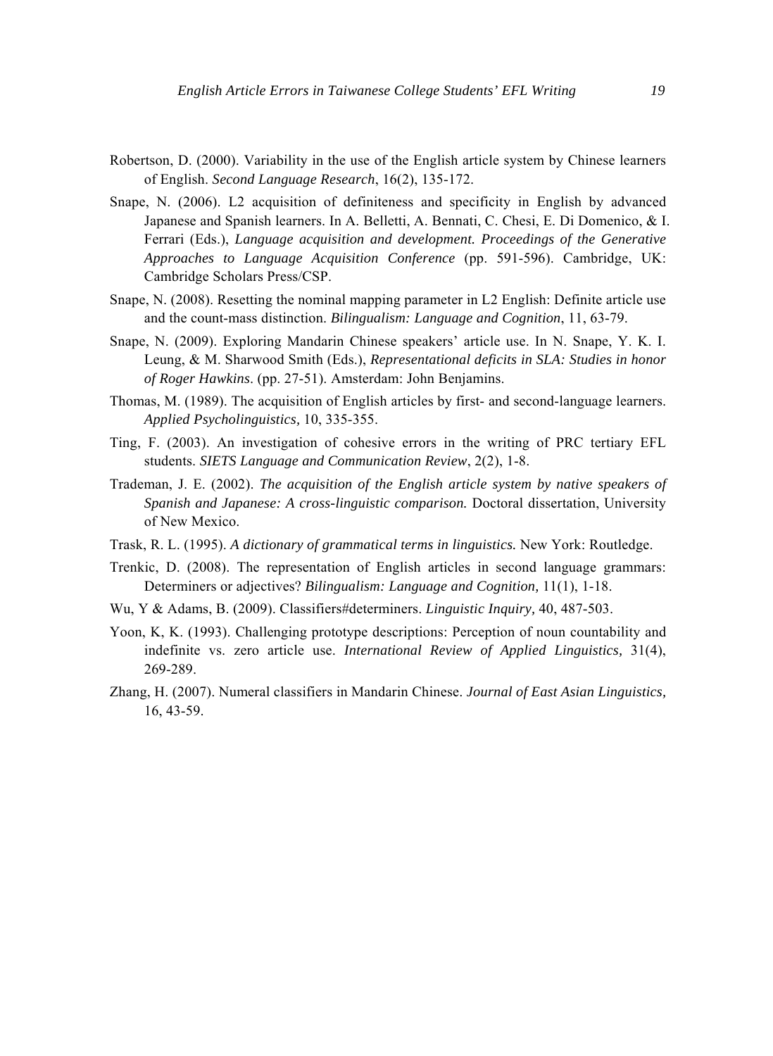Robertson, D. (2000). Variability in the use of the English article system by Chinese learners of English. *Second Language Research*, 16(2), 135-172.

Snape, N. (2006). L2 acquisition of definiteness and specificity in English by advanced Japanese and Spanish learners. In A. Belletti, A. Bennati, C. Chesi, E. Di Domenico, & I. Ferrari (Eds.), *Language acquisition and development. Proceedings of the Generative Approaches to Language Acquisition Conference* (pp. 591-596). Cambridge, UK: Cambridge Scholars Press/CSP.

Snape, N. (2008). Resetting the nominal mapping parameter in L2 English: Definite article use and the count-mass distinction. *Bilingualism: Language and Cognition*, 11, 63-79.

Snape, N. (2009). Exploring Mandarin Chinese speakers' article use. In N. Snape, Y. K. I. Leung, & M. Sharwood Smith (Eds.), *Representational deficits in SLA: Studies in honor of Roger Hawkins*. (pp. 27-51). Amsterdam: John Benjamins.

Thomas, M. (1989). The acquisition of English articles by first- and second-language learners. *Applied Psycholinguistics,* 10, 335-355.

Ting, F. (2003). An investigation of cohesive errors in the writing of PRC tertiary EFL students. *SIETS Language and Communication Review*, 2(2), 1-8.

Trademan, J. E. (2002). *The acquisition of the English article system by native speakers of Spanish and Japanese: A cross-linguistic comparison.* Doctoral dissertation, University of New Mexico.

Trask, R. L. (1995). *A dictionary of grammatical terms in linguistics.* New York: Routledge.

Trenkic, D. (2008). The representation of English articles in second language grammars: Determiners or adjectives? *Bilingualism: Language and Cognition,* 11(1), 1-18.

Wu, Y & Adams, B. (2009). Classifiers#determiners. *Linguistic Inquiry,* 40, 487-503.

Yoon, K, K. (1993). Challenging prototype descriptions: Perception of noun countability and indefinite vs. zero article use. *International Review of Applied Linguistics,* 31(4), 269-289.

Zhang, H. (2007). Numeral classifiers in Mandarin Chinese. *Journal of East Asian Linguistics,* 16, 43-59.